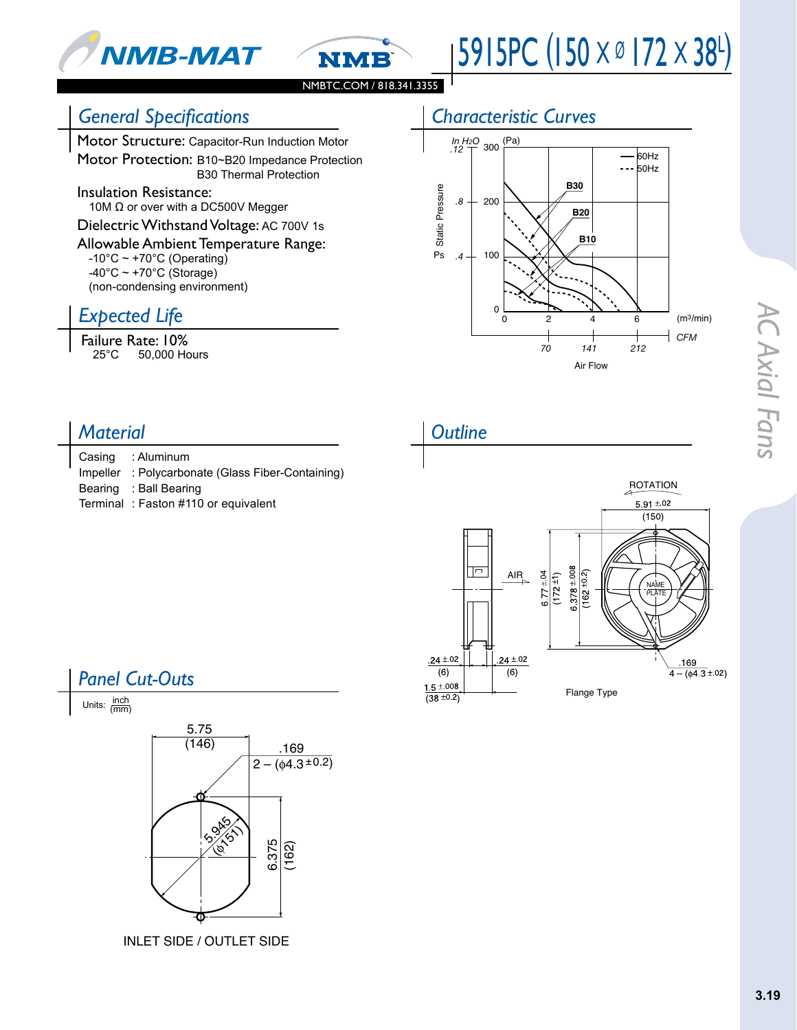NMB-MAT NMB

NMBTC.COM / 818.341.3355

# 5915PC (150 x ø 172 x 38t)

## General Specifications

**Motor Structure:** Capacitor-Run Induction Motor

**Motor Protection:** B10~B20 Impedance Protection
B30 Thermal Protection

**Insulation Resistance:**
10M Ω or over with a DC500V Megger

**Dielectric Withstand Voltage:** AC 700V 1s

**Allowable Ambient Temperature Range:**
-10°C ~ +70°C (Operating)
-40°C ~ +70°C (Storage)
(non-condensing environment)

## Expected Life

Failure Rate: 10%
25°C 50,000 Hours

## Characteristic Curves

In $H_2O$
(Pa)
Static Pressure
Ps
.12 300
.8 200
.4 100
0
0 2 4 6 ($m^3$/min)
70 141 212 CFM
Air Flow
60Hz
50Hz
B30
B20
B10

## Material

| | |
|---|---|
| Casing | : Aluminum |
| Impeller | : Polycarbonate (Glass Fiber-Containing) |
| Bearing | : Ball Bearing |
| Terminal | : Faston #110 or equivalent |

## Outline

ROTATION
5.91 ±.02
(150)
AIR
6.77 ±.04
(172 ±1)
6.378 ±.008
(162 ±0.2)
NAME PLATE
.24 ±.02
(6)
.24 ±.02
(6)
1.5 ±.008
(38 ±0.2)
.169
4 – (ϕ4.3 ±.02)
Flange Type

## Panel Cut-Outs

Units: inch / (mm)

5.75
(146)
.169
2 – (ϕ4.3 ±0.2)
5.945
(ϕ151)
6.375
(162)

INLET SIDE / OUTLET SIDE

AC Axial Fans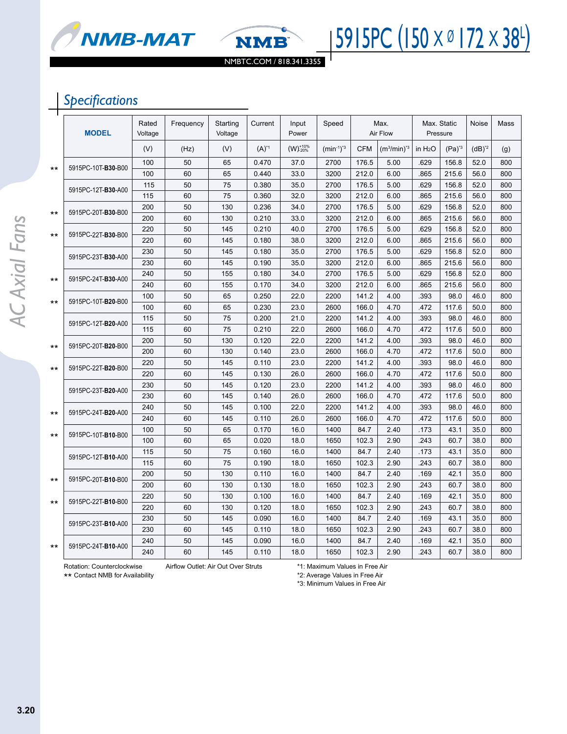# 5915PC (150 x ø 172 x 38L)

NMBTC.COM / 818.341.3355

## Specifications

| | MODEL | Rated Voltage | Frequency | Starting Voltage | Current | Input Power | Speed | Max. Air Flow | | Max. Static Pressure | | Noise | Mass |
|---|---|---|---|---|---|---|---|---|---|---|---|---|---|
| | | (V) | (Hz) | (V) | (A)*1 | (W) +10% -20% | (min⁻¹)*3 | CFM | (m³/min)*3 | in $H_2O$ | (Pa)*3 | (dB)*2 | (g) |
| ** | 5915PC-10T-**B30**-B00 | 100 | 50 | 65 | 0.470 | 37.0 | 2700 | 176.5 | 5.00 | .629 | 156.8 | 52.0 | 800 |
| | | 100 | 60 | 65 | 0.440 | 33.0 | 3200 | 212.0 | 6.00 | .865 | 215.6 | 56.0 | 800 |
| | 5915PC-12T-**B30**-A00 | 115 | 50 | 75 | 0.380 | 35.0 | 2700 | 176.5 | 5.00 | .629 | 156.8 | 52.0 | 800 |
| | | 115 | 60 | 75 | 0.360 | 32.0 | 3200 | 212.0 | 6.00 | .865 | 215.6 | 56.0 | 800 |
| ** | 5915PC-20T-**B30**-B00 | 200 | 50 | 130 | 0.236 | 34.0 | 2700 | 176.5 | 5.00 | .629 | 156.8 | 52.0 | 800 |
| | | 200 | 60 | 130 | 0.210 | 33.0 | 3200 | 212.0 | 6.00 | .865 | 215.6 | 56.0 | 800 |
| ** | 5915PC-22T-**B30**-B00 | 220 | 50 | 145 | 0.210 | 40.0 | 2700 | 176.5 | 5.00 | .629 | 156.8 | 52.0 | 800 |
| | | 220 | 60 | 145 | 0.180 | 38.0 | 3200 | 212.0 | 6.00 | .865 | 215.6 | 56.0 | 800 |
| | 5915PC-23T-**B30**-A00 | 230 | 50 | 145 | 0.180 | 35.0 | 2700 | 176.5 | 5.00 | .629 | 156.8 | 52.0 | 800 |
| | | 230 | 60 | 145 | 0.190 | 35.0 | 3200 | 212.0 | 6.00 | .865 | 215.6 | 56.0 | 800 |
| ** | 5915PC-24T-**B30**-A00 | 240 | 50 | 155 | 0.180 | 34.0 | 2700 | 176.5 | 5.00 | .629 | 156.8 | 52.0 | 800 |
| | | 240 | 60 | 155 | 0.170 | 34.0 | 3200 | 212.0 | 6.00 | .865 | 215.6 | 56.0 | 800 |
| ** | 5915PC-10T-**B20**-B00 | 100 | 50 | 65 | 0.250 | 22.0 | 2200 | 141.2 | 4.00 | .393 | 98.0 | 46.0 | 800 |
| | | 100 | 60 | 65 | 0.230 | 23.0 | 2600 | 166.0 | 4.70 | .472 | 117.6 | 50.0 | 800 |
| | 5915PC-12T-**B20**-A00 | 115 | 50 | 75 | 0.200 | 21.0 | 2200 | 141.2 | 4.00 | .393 | 98.0 | 46.0 | 800 |
| | | 115 | 60 | 75 | 0.210 | 22.0 | 2600 | 166.0 | 4.70 | .472 | 117.6 | 50.0 | 800 |
| ** | 5915PC-20T-**B20**-B00 | 200 | 50 | 130 | 0.120 | 22.0 | 2200 | 141.2 | 4.00 | .393 | 98.0 | 46.0 | 800 |
| | | 200 | 60 | 130 | 0.140 | 23.0 | 2600 | 166.0 | 4.70 | .472 | 117.6 | 50.0 | 800 |
| ** | 5915PC-22T-**B20**-B00 | 220 | 50 | 145 | 0.110 | 23.0 | 2200 | 141.2 | 4.00 | .393 | 98.0 | 46.0 | 800 |
| | | 220 | 60 | 145 | 0.130 | 26.0 | 2600 | 166.0 | 4.70 | .472 | 117.6 | 50.0 | 800 |
| | 5915PC-23T-**B20**-A00 | 230 | 50 | 145 | 0.120 | 23.0 | 2200 | 141.2 | 4.00 | .393 | 98.0 | 46.0 | 800 |
| | | 230 | 60 | 145 | 0.140 | 26.0 | 2600 | 166.0 | 4.70 | .472 | 117.6 | 50.0 | 800 |
| ** | 5915PC-24T-**B20**-A00 | 240 | 50 | 145 | 0.100 | 22.0 | 2200 | 141.2 | 4.00 | .393 | 98.0 | 46.0 | 800 |
| | | 240 | 60 | 145 | 0.110 | 26.0 | 2600 | 166.0 | 4.70 | .472 | 117.6 | 50.0 | 800 |
| ** | 5915PC-10T-**B10**-B00 | 100 | 50 | 65 | 0.170 | 16.0 | 1400 | 84.7 | 2.40 | .173 | 43.1 | 35.0 | 800 |
| | | 100 | 60 | 65 | 0.020 | 18.0 | 1650 | 102.3 | 2.90 | .243 | 60.7 | 38.0 | 800 |
| | 5915PC-12T-**B10**-A00 | 115 | 50 | 75 | 0.160 | 16.0 | 1400 | 84.7 | 2.40 | .173 | 43.1 | 35.0 | 800 |
| | | 115 | 60 | 75 | 0.190 | 18.0 | 1650 | 102.3 | 2.90 | .243 | 60.7 | 38.0 | 800 |
| ** | 5915PC-20T-**B10**-B00 | 200 | 50 | 130 | 0.110 | 16.0 | 1400 | 84.7 | 2.40 | .169 | 42.1 | 35.0 | 800 |
| | | 200 | 60 | 130 | 0.130 | 18.0 | 1650 | 102.3 | 2.90 | .243 | 60.7 | 38.0 | 800 |
| ** | 5915PC-22T-**B10**-B00 | 220 | 50 | 130 | 0.100 | 16.0 | 1400 | 84.7 | 2.40 | .169 | 42.1 | 35.0 | 800 |
| | | 220 | 60 | 130 | 0.120 | 18.0 | 1650 | 102.3 | 2.90 | .243 | 60.7 | 38.0 | 800 |
| | 5915PC-23T-**B10**-A00 | 230 | 50 | 145 | 0.090 | 16.0 | 1400 | 84.7 | 2.40 | .169 | 43.1 | 35.0 | 800 |
| | | 230 | 60 | 145 | 0.110 | 18.0 | 1650 | 102.3 | 2.90 | .243 | 60.7 | 38.0 | 800 |
| ** | 5915PC-24T-**B10**-A00 | 240 | 50 | 145 | 0.090 | 16.0 | 1400 | 84.7 | 2.40 | .169 | 42.1 | 35.0 | 800 |
| | | 240 | 60 | 145 | 0.110 | 18.0 | 1650 | 102.3 | 2.90 | .243 | 60.7 | 38.0 | 800 |

Rotation: Counterclockwise
** Contact NMB for Availability

Airflow Outlet: Air Out Over Struts

*1: Maximum Values in Free Air
*2: Average Values in Free Air
*3: Minimum Values in Free Air